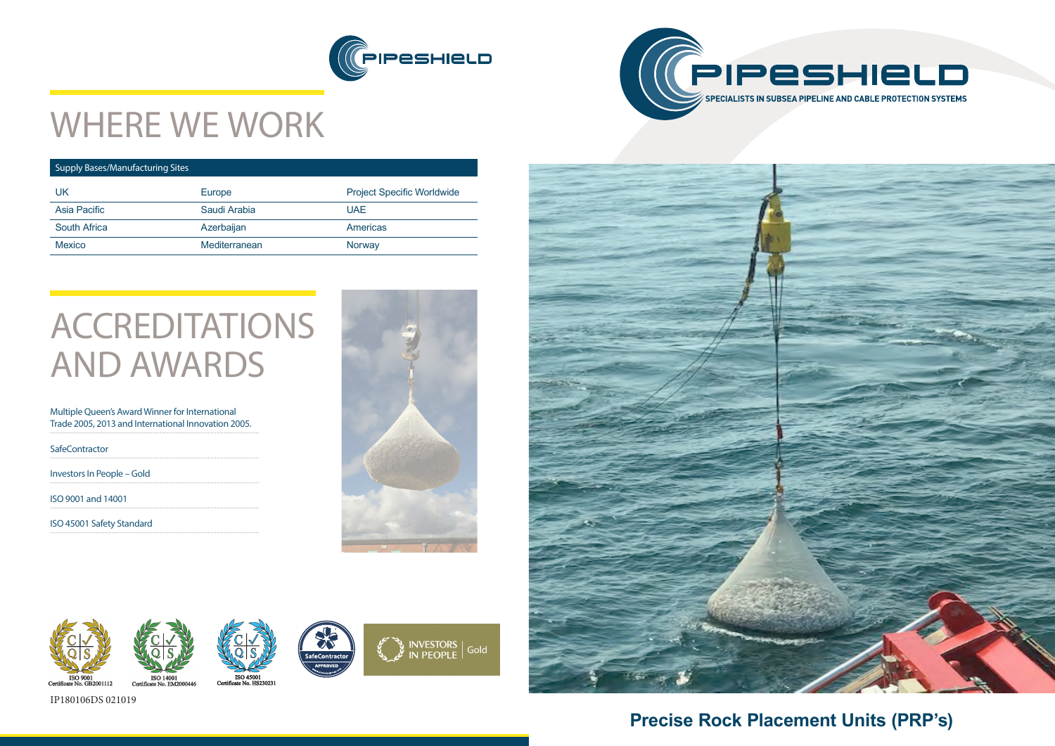# WHERE WE WORK

| Supply Bases/Manufacturing Sites | | |
|---|---|---|
| UK | Europe | Project Specific Worldwide |
| Asia Pacific | Saudi Arabia | UAE |
| South Africa | Azerbaijan | Americas |
| Mexico | Mediterranean | Norway |

# ACCREDITATIONS AND AWARDS

Multiple Queen's Award Winner for International Trade 2005, 2013 and International Innovation 2005.

SafeContractor

Investors In People – Gold

ISO 9001 and 14001

ISO 45001 Safety Standard

ISO 9001 Certificate No. GB2001112

ISO 14001 Certificate No. EM2000446

ISO 45001 Certificate No. HS230231

SafeContractor APPROVED

INVESTORS IN PEOPLE Gold

IP180106DS 021019

PIPESHIELD

SPECIALISTS IN SUBSEA PIPELINE AND CABLE PROTECTION SYSTEMS

## Precise Rock Placement Units (PRP's)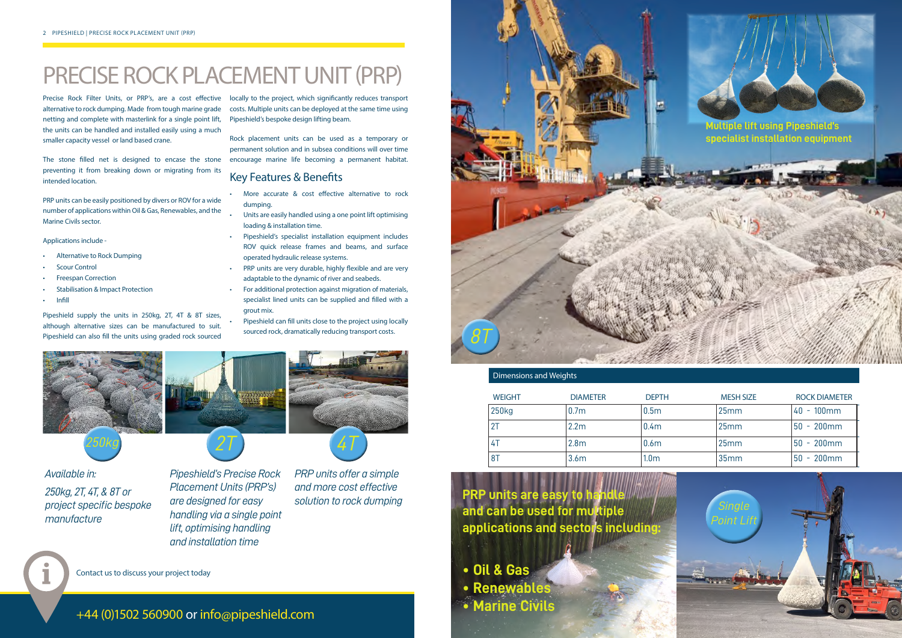# PRECISE ROCK PLACEMENT UNIT (PRP)

Precise Rock Filter Units, or PRP's, are a cost effective alternative to rock dumping. Made from tough marine grade netting and complete with masterlink for a single point lift, the units can be handled and installed easily using a much smaller capacity vessel or land based crane.

The stone filled net is designed to encase the stone preventing it from breaking down or migrating from its intended location.

PRP units can be easily positioned by divers or ROV for a wide number of applications within Oil & Gas, Renewables, and the Marine Civils sector.

Applications include -

- Alternative to Rock Dumping
- Scour Control
- Freespan Correction
- Stabilisation & Impact Protection
- Infill

Pipeshield supply the units in 250kg, 2T, 4T & 8T sizes, although alternative sizes can be manufactured to suit. Pipeshield can also fill the units using graded rock sourced locally to the project, which significantly reduces transport costs. Multiple units can be deployed at the same time using Pipeshield's bespoke design lifting beam.

Rock placement units can be used as a temporary or permanent solution and in subsea conditions will over time encourage marine life becoming a permanent habitat.

## Key Features & Benefits

- More accurate & cost effective alternative to rock dumping.
- Units are easily handled using a one point lift optimising loading & installation time.
- Pipeshield's specialist installation equipment includes ROV quick release frames and beams, and surface operated hydraulic release systems.
- PRP units are very durable, highly flexible and are very adaptable to the dynamic of river and seabeds.
- For additional protection against migration of materials, specialist lined units can be supplied and filled with a grout mix.
- Pipeshield can fill units close to the project using locally sourced rock, dramatically reducing transport costs.

250kg

2T

4T

*Available in:*

*250kg, 2T, 4T, & 8T or project specific bespoke manufacture*

*Pipeshield's Precise Rock Placement Units (PRP's) are designed for easy handling via a single point lift, optimising handling and installation time*

*PRP units offer a simple and more cost effective solution to rock dumping*

Contact us to discuss your project today

+44 (0)1502 560900 or info@pipeshield.com

**Multiple lift using Pipeshield's specialist installation equipment**

8T

Dimensions and Weights

| WEIGHT | DIAMETER | DEPTH | MESH SIZE | ROCK DIAMETER |
|---|---|---|---|---|
| 250kg | 0.7m | 0.5m | 25mm | 40 - 100mm |
| 2T | 2.2m | 0.4m | 25mm | 50 - 200mm |
| 4T | 2.8m | 0.6m | 25mm | 50 - 200mm |
| 8T | 3.6m | 1.0m | 35mm | 50 - 200mm |

**PRP units are easy to handle and can be used for multiple applications and sectors including:**

- **Oil & Gas**
- **Renewables**
- **Marine Civils**

Single Point Lift